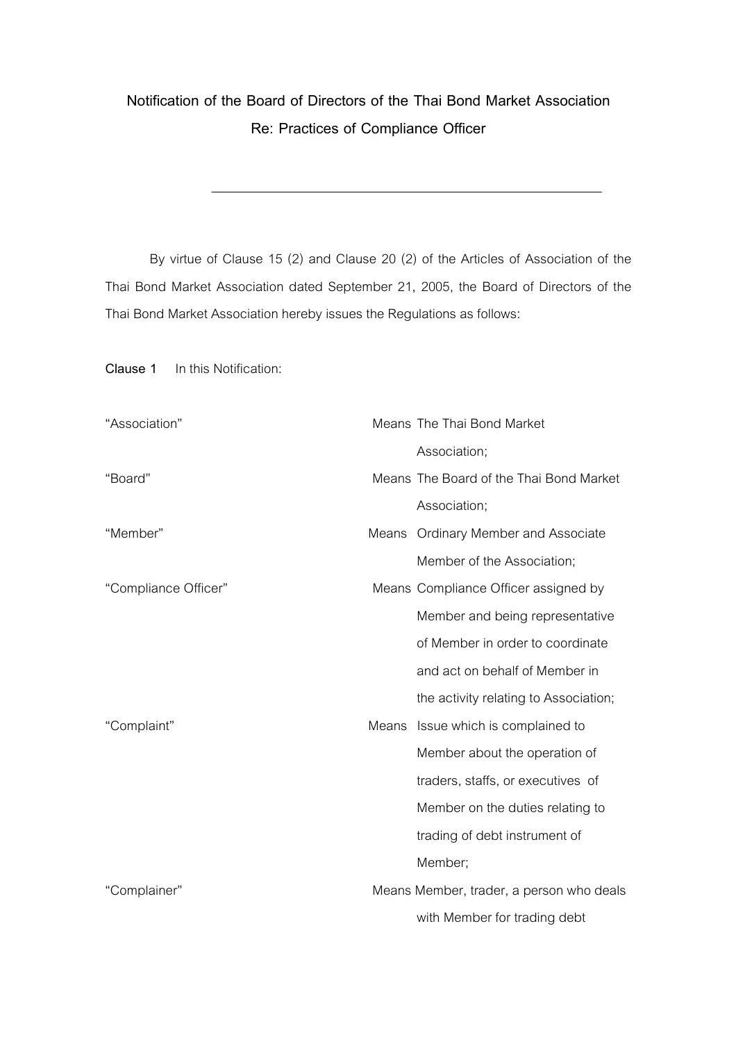**Notification of the Board of Directors of the Thai Bond Market Association**
**Re: Practices of Compliance Officer**

---

By virtue of Clause 15 (2) and Clause 20 (2) of the Articles of Association of the Thai Bond Market Association dated September 21, 2005, the Board of Directors of the Thai Bond Market Association hereby issues the Regulations as follows:

**Clause 1** In this Notification:

| | | |
|---|---|---|
| "Association" | Means | The Thai Bond Market Association; |
| "Board" | Means | The Board of the Thai Bond Market Association; |
| "Member" | Means | Ordinary Member and Associate Member of the Association; |
| "Compliance Officer" | Means | Compliance Officer assigned by Member and being representative of Member in order to coordinate and act on behalf of Member in the activity relating to Association; |
| "Complaint" | Means | Issue which is complained to Member about the operation of traders, staffs, or executives of Member on the duties relating to trading of debt instrument of Member; |
| "Complainer" | Means | Member, trader, a person who deals with Member for trading debt |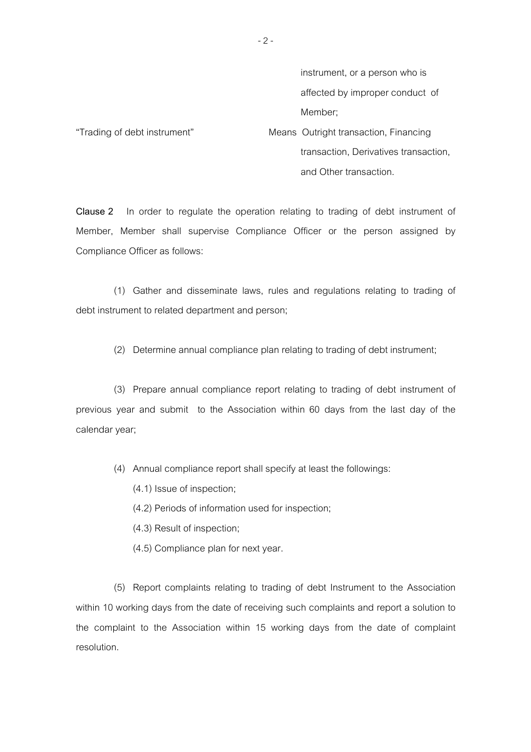instrument, or a person who is affected by improper conduct of Member;

| | |
|---|---|
| "Trading of debt instrument" | Means Outright transaction, Financing transaction, Derivatives transaction, and Other transaction. |

**Clause 2** In order to regulate the operation relating to trading of debt instrument of Member, Member shall supervise Compliance Officer or the person assigned by Compliance Officer as follows:

(1) Gather and disseminate laws, rules and regulations relating to trading of debt instrument to related department and person;

(2) Determine annual compliance plan relating to trading of debt instrument;

(3) Prepare annual compliance report relating to trading of debt instrument of previous year and submit to the Association within 60 days from the last day of the calendar year;

(4) Annual compliance report shall specify at least the followings:

(4.1) Issue of inspection;

(4.2) Periods of information used for inspection;

(4.3) Result of inspection;

(4.5) Compliance plan for next year.

(5) Report complaints relating to trading of debt Instrument to the Association within 10 working days from the date of receiving such complaints and report a solution to the complaint to the Association within 15 working days from the date of complaint resolution.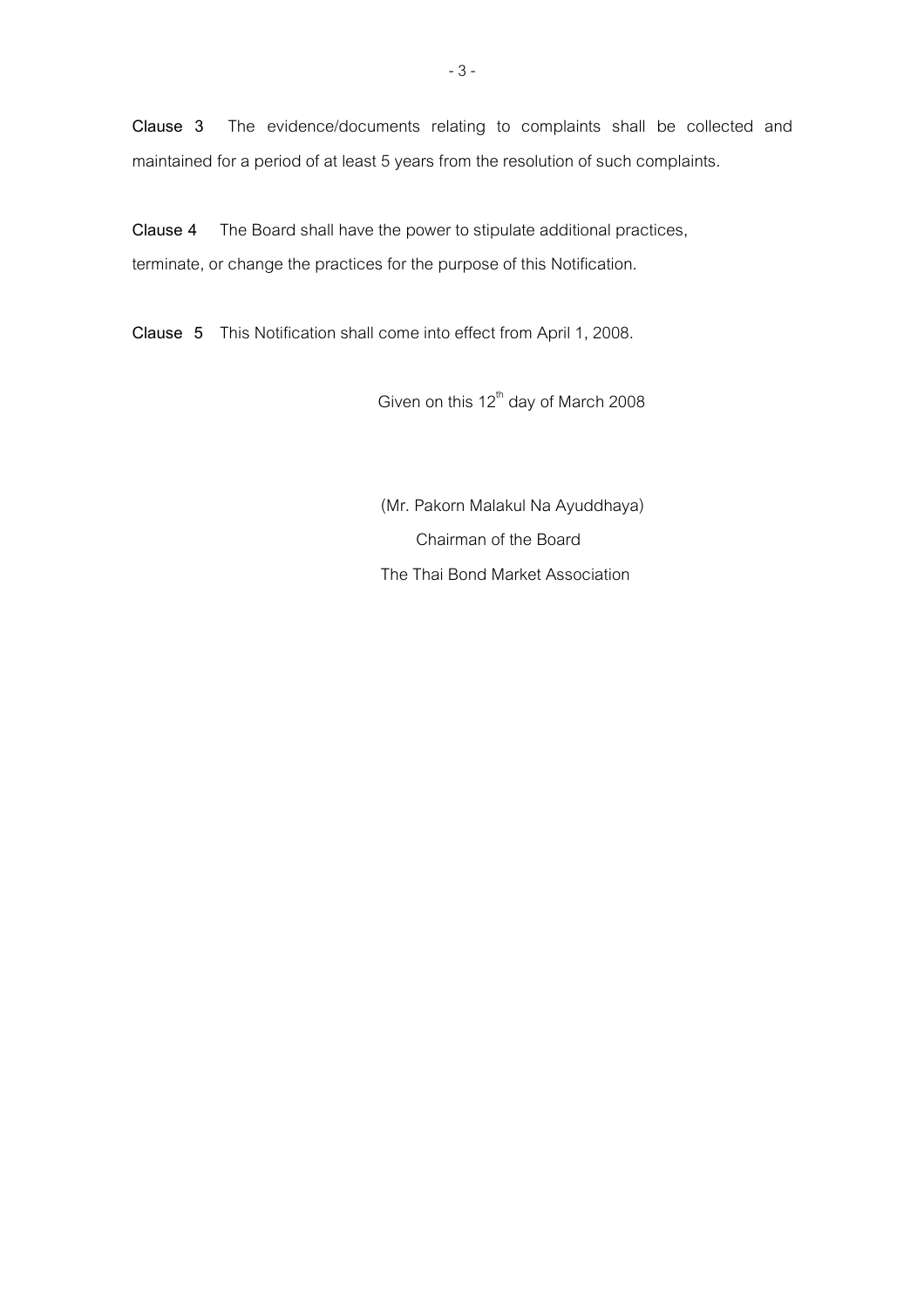**Clause 3** The evidence/documents relating to complaints shall be collected and maintained for a period of at least 5 years from the resolution of such complaints.

**Clause 4** The Board shall have the power to stipulate additional practices, terminate, or change the practices for the purpose of this Notification.

**Clause 5** This Notification shall come into effect from April 1, 2008.

Given on this 12th day of March 2008

(Mr. Pakorn Malakul Na Ayuddhaya)
Chairman of the Board
The Thai Bond Market Association